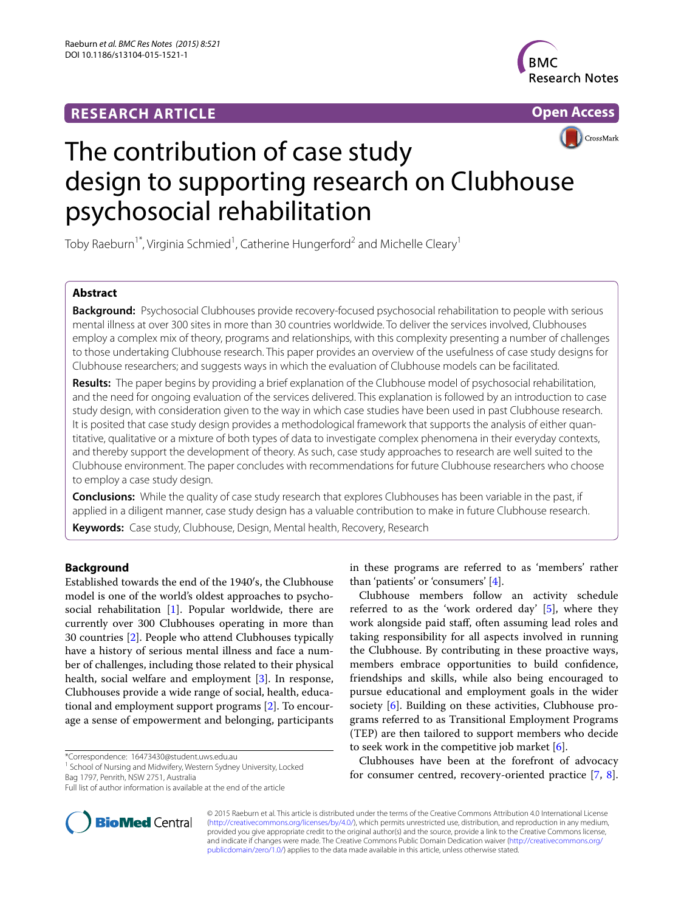RESEARCH ARTICLE

Open Access

# The contribution of case study design to supporting research on Clubhouse psychosocial rehabilitation

Toby Raeburn[1*], Virginia Schmied[1], Catherine Hungerford[2] and Michelle Cleary[1]

## Abstract

**Background:** Psychosocial Clubhouses provide recovery-focused psychosocial rehabilitation to people with serious mental illness at over 300 sites in more than 30 countries worldwide. To deliver the services involved, Clubhouses employ a complex mix of theory, programs and relationships, with this complexity presenting a number of challenges to those undertaking Clubhouse research. This paper provides an overview of the usefulness of case study designs for Clubhouse researchers; and suggests ways in which the evaluation of Clubhouse models can be facilitated.

**Results:** The paper begins by providing a brief explanation of the Clubhouse model of psychosocial rehabilitation, and the need for ongoing evaluation of the services delivered. This explanation is followed by an introduction to case study design, with consideration given to the way in which case studies have been used in past Clubhouse research. It is posited that case study design provides a methodological framework that supports the analysis of either quantitative, qualitative or a mixture of both types of data to investigate complex phenomena in their everyday contexts, and thereby support the development of theory. As such, case study approaches to research are well suited to the Clubhouse environment. The paper concludes with recommendations for future Clubhouse researchers who choose to employ a case study design.

**Conclusions:** While the quality of case study research that explores Clubhouses has been variable in the past, if applied in a diligent manner, case study design has a valuable contribution to make in future Clubhouse research.

**Keywords:** Case study, Clubhouse, Design, Mental health, Recovery, Research

## Background

Established towards the end of the 1940′s, the Clubhouse model is one of the world's oldest approaches to psychosocial rehabilitation [1]. Popular worldwide, there are currently over 300 Clubhouses operating in more than 30 countries [2]. People who attend Clubhouses typically have a history of serious mental illness and face a number of challenges, including those related to their physical health, social welfare and employment [3]. In response, Clubhouses provide a wide range of social, health, educational and employment support programs [2]. To encourage a sense of empowerment and belonging, participants in these programs are referred to as 'members' rather than 'patients' or 'consumers' [4].

Clubhouse members follow an activity schedule referred to as the 'work ordered day' [5], where they work alongside paid staff, often assuming lead roles and taking responsibility for all aspects involved in running the Clubhouse. By contributing in these proactive ways, members embrace opportunities to build confidence, friendships and skills, while also being encouraged to pursue educational and employment goals in the wider society [6]. Building on these activities, Clubhouse programs referred to as Transitional Employment Programs (TEP) are then tailored to support members who decide to seek work in the competitive job market [6].

Clubhouses have been at the forefront of advocacy for consumer centred, recovery-oriented practice [7, 8].

*Correspondence: 16473430@student.uws.edu.au
[1] School of Nursing and Midwifery, Western Sydney University, Locked Bag 1797, Penrith, NSW 2751, Australia
Full list of author information is available at the end of the article

© 2015 Raeburn et al. This article is distributed under the terms of the Creative Commons Attribution 4.0 International License (http://creativecommons.org/licenses/by/4.0/), which permits unrestricted use, distribution, and reproduction in any medium, provided you give appropriate credit to the original author(s) and the source, provide a link to the Creative Commons license, and indicate if changes were made. The Creative Commons Public Domain Dedication waiver (http://creativecommons.org/publicdomain/zero/1.0/) applies to the data made available in this article, unless otherwise stated.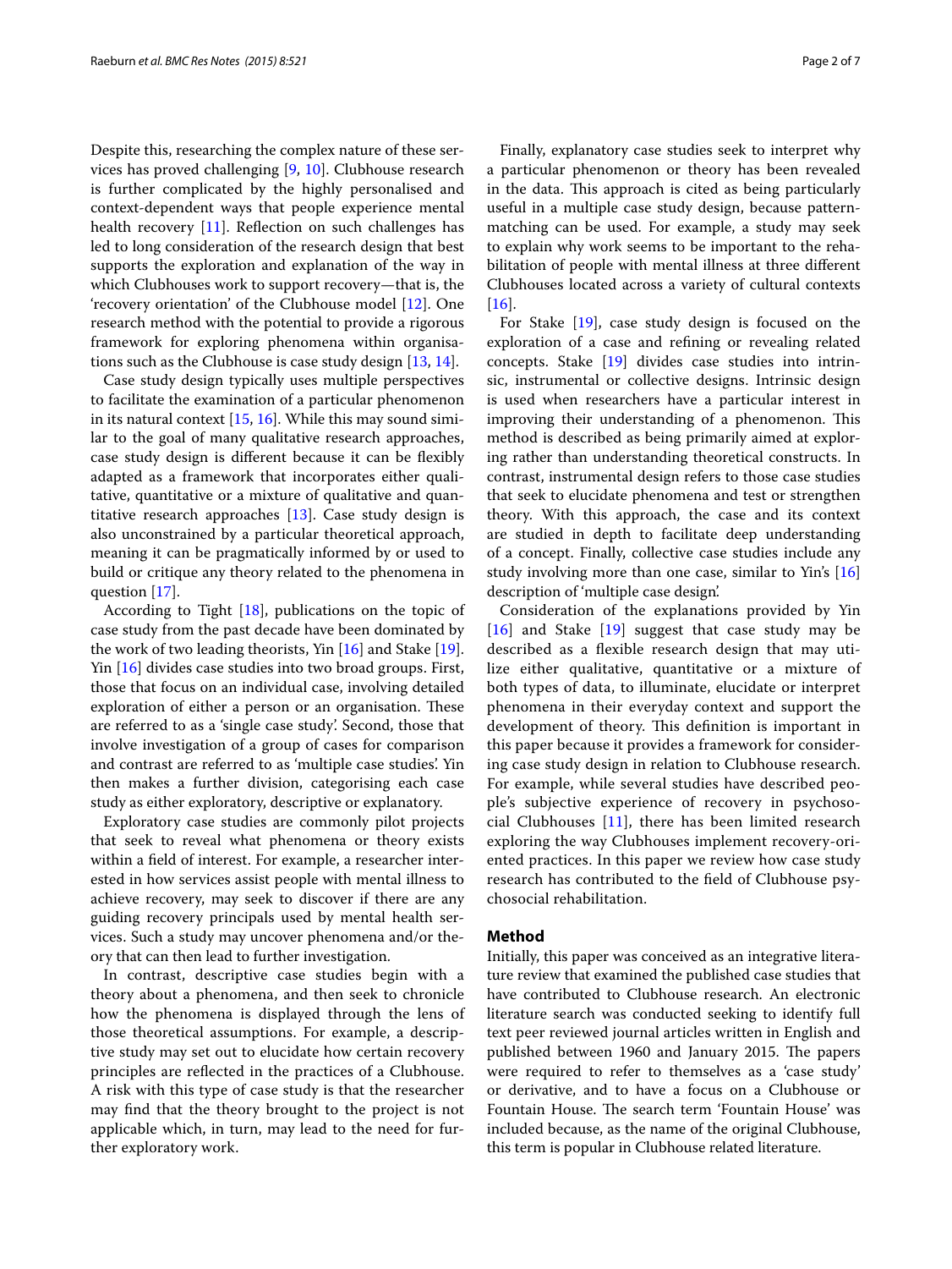Despite this, researching the complex nature of these services has proved challenging [9, 10]. Clubhouse research is further complicated by the highly personalised and context-dependent ways that people experience mental health recovery [11]. Reflection on such challenges has led to long consideration of the research design that best supports the exploration and explanation of the way in which Clubhouses work to support recovery—that is, the 'recovery orientation' of the Clubhouse model [12]. One research method with the potential to provide a rigorous framework for exploring phenomena within organisations such as the Clubhouse is case study design [13, 14].

Case study design typically uses multiple perspectives to facilitate the examination of a particular phenomenon in its natural context [15, 16]. While this may sound similar to the goal of many qualitative research approaches, case study design is different because it can be flexibly adapted as a framework that incorporates either qualitative, quantitative or a mixture of qualitative and quantitative research approaches [13]. Case study design is also unconstrained by a particular theoretical approach, meaning it can be pragmatically informed by or used to build or critique any theory related to the phenomena in question [17].

According to Tight [18], publications on the topic of case study from the past decade have been dominated by the work of two leading theorists, Yin [16] and Stake [19]. Yin [16] divides case studies into two broad groups. First, those that focus on an individual case, involving detailed exploration of either a person or an organisation. These are referred to as a 'single case study'. Second, those that involve investigation of a group of cases for comparison and contrast are referred to as 'multiple case studies'. Yin then makes a further division, categorising each case study as either exploratory, descriptive or explanatory.

Exploratory case studies are commonly pilot projects that seek to reveal what phenomena or theory exists within a field of interest. For example, a researcher interested in how services assist people with mental illness to achieve recovery, may seek to discover if there are any guiding recovery principals used by mental health services. Such a study may uncover phenomena and/or theory that can then lead to further investigation.

In contrast, descriptive case studies begin with a theory about a phenomena, and then seek to chronicle how the phenomena is displayed through the lens of those theoretical assumptions. For example, a descriptive study may set out to elucidate how certain recovery principles are reflected in the practices of a Clubhouse. A risk with this type of case study is that the researcher may find that the theory brought to the project is not applicable which, in turn, may lead to the need for further exploratory work.

Finally, explanatory case studies seek to interpret why a particular phenomenon or theory has been revealed in the data. This approach is cited as being particularly useful in a multiple case study design, because pattern-matching can be used. For example, a study may seek to explain why work seems to be important to the rehabilitation of people with mental illness at three different Clubhouses located across a variety of cultural contexts [16].

For Stake [19], case study design is focused on the exploration of a case and refining or revealing related concepts. Stake [19] divides case studies into intrinsic, instrumental or collective designs. Intrinsic design is used when researchers have a particular interest in improving their understanding of a phenomenon. This method is described as being primarily aimed at exploring rather than understanding theoretical constructs. In contrast, instrumental design refers to those case studies that seek to elucidate phenomena and test or strengthen theory. With this approach, the case and its context are studied in depth to facilitate deep understanding of a concept. Finally, collective case studies include any study involving more than one case, similar to Yin's [16] description of 'multiple case design'.

Consideration of the explanations provided by Yin [16] and Stake [19] suggest that case study may be described as a flexible research design that may utilize either qualitative, quantitative or a mixture of both types of data, to illuminate, elucidate or interpret phenomena in their everyday context and support the development of theory. This definition is important in this paper because it provides a framework for considering case study design in relation to Clubhouse research. For example, while several studies have described people's subjective experience of recovery in psychosocial Clubhouses [11], there has been limited research exploring the way Clubhouses implement recovery-oriented practices. In this paper we review how case study research has contributed to the field of Clubhouse psychosocial rehabilitation.

## Method

Initially, this paper was conceived as an integrative literature review that examined the published case studies that have contributed to Clubhouse research. An electronic literature search was conducted seeking to identify full text peer reviewed journal articles written in English and published between 1960 and January 2015. The papers were required to refer to themselves as a 'case study' or derivative, and to have a focus on a Clubhouse or Fountain House. The search term 'Fountain House' was included because, as the name of the original Clubhouse, this term is popular in Clubhouse related literature.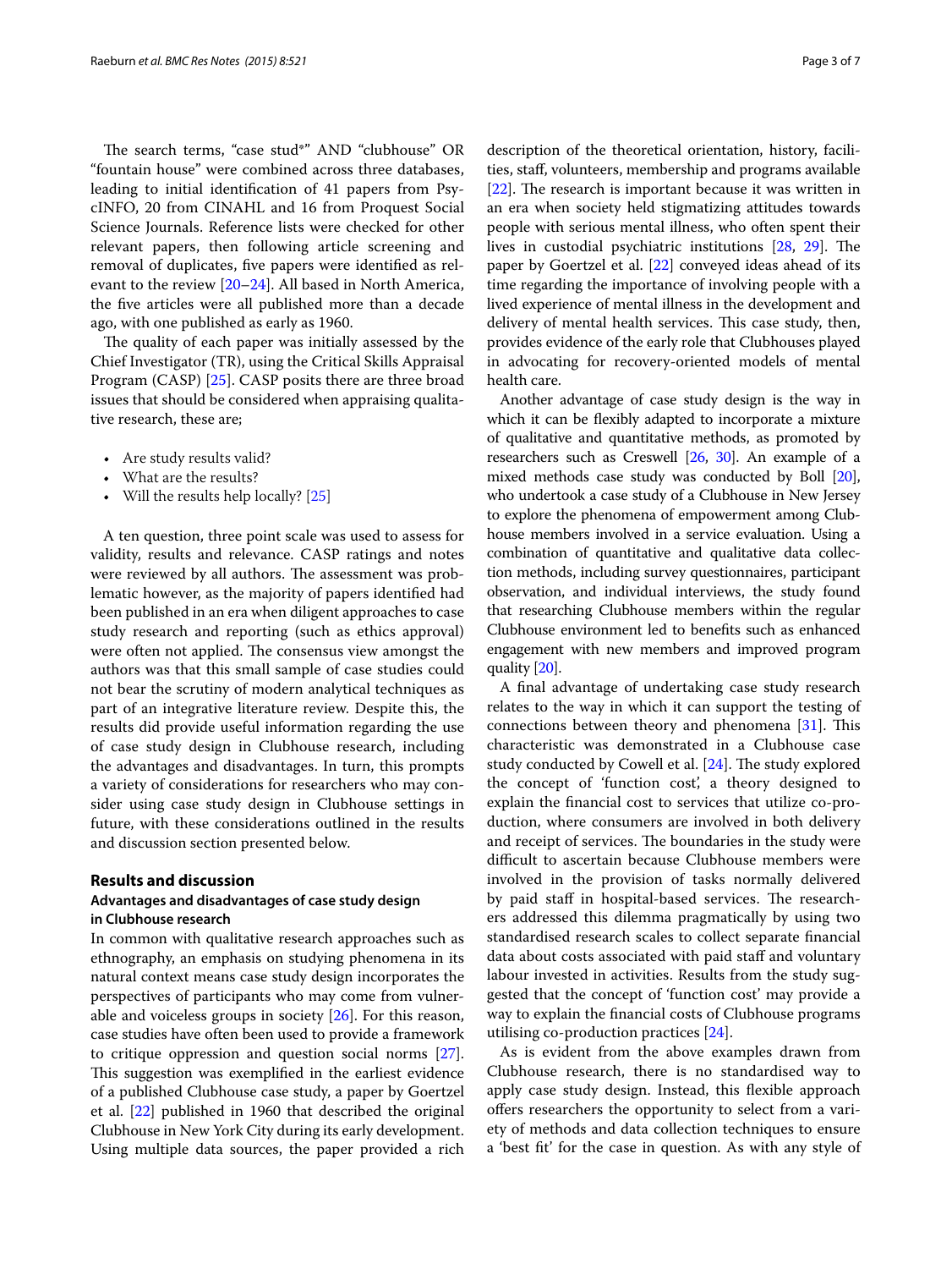The search terms, "case stud*" AND "clubhouse" OR "fountain house" were combined across three databases, leading to initial identification of 41 papers from PsycINFO, 20 from CINAHL and 16 from Proquest Social Science Journals. Reference lists were checked for other relevant papers, then following article screening and removal of duplicates, five papers were identified as relevant to the review [20–24]. All based in North America, the five articles were all published more than a decade ago, with one published as early as 1960.

The quality of each paper was initially assessed by the Chief Investigator (TR), using the Critical Skills Appraisal Program (CASP) [25]. CASP posits there are three broad issues that should be considered when appraising qualitative research, these are;

- Are study results valid?
- What are the results?
- Will the results help locally? [25]

A ten question, three point scale was used to assess for validity, results and relevance. CASP ratings and notes were reviewed by all authors. The assessment was problematic however, as the majority of papers identified had been published in an era when diligent approaches to case study research and reporting (such as ethics approval) were often not applied. The consensus view amongst the authors was that this small sample of case studies could not bear the scrutiny of modern analytical techniques as part of an integrative literature review. Despite this, the results did provide useful information regarding the use of case study design in Clubhouse research, including the advantages and disadvantages. In turn, this prompts a variety of considerations for researchers who may consider using case study design in Clubhouse settings in future, with these considerations outlined in the results and discussion section presented below.

## Results and discussion

### Advantages and disadvantages of case study design in Clubhouse research

In common with qualitative research approaches such as ethnography, an emphasis on studying phenomena in its natural context means case study design incorporates the perspectives of participants who may come from vulnerable and voiceless groups in society [26]. For this reason, case studies have often been used to provide a framework to critique oppression and question social norms [27]. This suggestion was exemplified in the earliest evidence of a published Clubhouse case study, a paper by Goertzel et al. [22] published in 1960 that described the original Clubhouse in New York City during its early development. Using multiple data sources, the paper provided a rich description of the theoretical orientation, history, facilities, staff, volunteers, membership and programs available [22]. The research is important because it was written in an era when society held stigmatizing attitudes towards people with serious mental illness, who often spent their lives in custodial psychiatric institutions [28, 29]. The paper by Goertzel et al. [22] conveyed ideas ahead of its time regarding the importance of involving people with a lived experience of mental illness in the development and delivery of mental health services. This case study, then, provides evidence of the early role that Clubhouses played in advocating for recovery-oriented models of mental health care.

Another advantage of case study design is the way in which it can be flexibly adapted to incorporate a mixture of qualitative and quantitative methods, as promoted by researchers such as Creswell [26, 30]. An example of a mixed methods case study was conducted by Boll [20], who undertook a case study of a Clubhouse in New Jersey to explore the phenomena of empowerment among Clubhouse members involved in a service evaluation. Using a combination of quantitative and qualitative data collection methods, including survey questionnaires, participant observation, and individual interviews, the study found that researching Clubhouse members within the regular Clubhouse environment led to benefits such as enhanced engagement with new members and improved program quality [20].

A final advantage of undertaking case study research relates to the way in which it can support the testing of connections between theory and phenomena [31]. This characteristic was demonstrated in a Clubhouse case study conducted by Cowell et al. [24]. The study explored the concept of 'function cost', a theory designed to explain the financial cost to services that utilize co-production, where consumers are involved in both delivery and receipt of services. The boundaries in the study were difficult to ascertain because Clubhouse members were involved in the provision of tasks normally delivered by paid staff in hospital-based services. The researchers addressed this dilemma pragmatically by using two standardised research scales to collect separate financial data about costs associated with paid staff and voluntary labour invested in activities. Results from the study suggested that the concept of 'function cost' may provide a way to explain the financial costs of Clubhouse programs utilising co-production practices [24].

As is evident from the above examples drawn from Clubhouse research, there is no standardised way to apply case study design. Instead, this flexible approach offers researchers the opportunity to select from a variety of methods and data collection techniques to ensure a 'best fit' for the case in question. As with any style of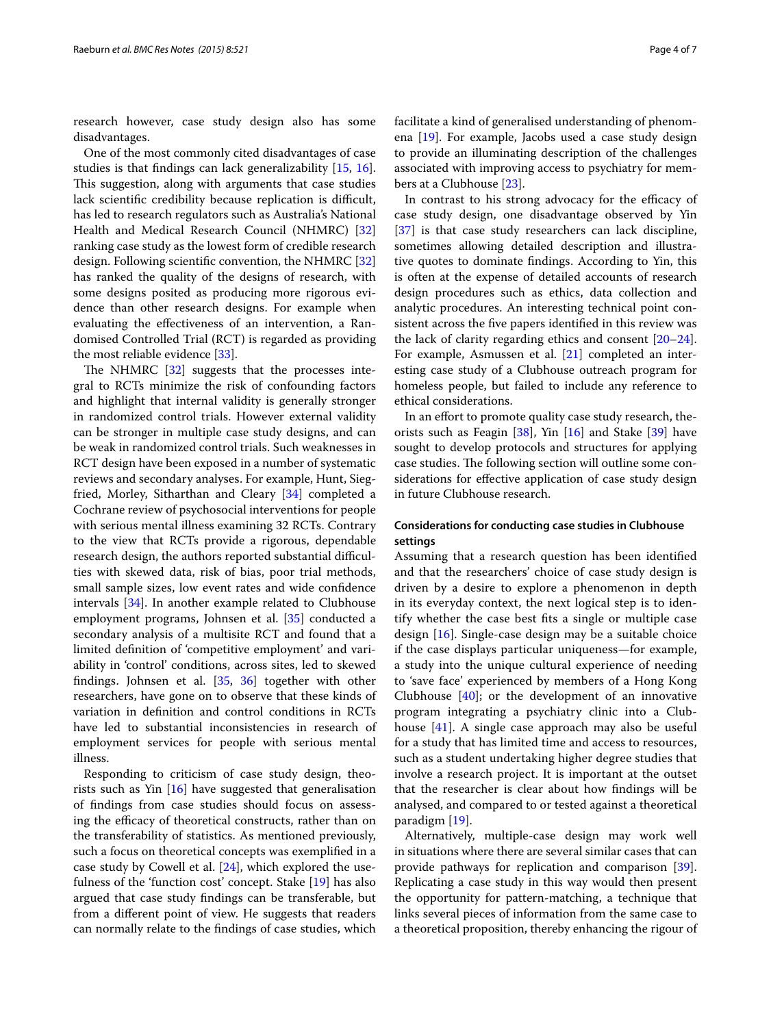research however, case study design also has some disadvantages.

One of the most commonly cited disadvantages of case studies is that findings can lack generalizability [15, 16]. This suggestion, along with arguments that case studies lack scientific credibility because replication is difficult, has led to research regulators such as Australia's National Health and Medical Research Council (NHMRC) [32] ranking case study as the lowest form of credible research design. Following scientific convention, the NHMRC [32] has ranked the quality of the designs of research, with some designs posited as producing more rigorous evidence than other research designs. For example when evaluating the effectiveness of an intervention, a Randomised Controlled Trial (RCT) is regarded as providing the most reliable evidence [33].

The NHMRC [32] suggests that the processes integral to RCTs minimize the risk of confounding factors and highlight that internal validity is generally stronger in randomized control trials. However external validity can be stronger in multiple case study designs, and can be weak in randomized control trials. Such weaknesses in RCT design have been exposed in a number of systematic reviews and secondary analyses. For example, Hunt, Siegfried, Morley, Sitharthan and Cleary [34] completed a Cochrane review of psychosocial interventions for people with serious mental illness examining 32 RCTs. Contrary to the view that RCTs provide a rigorous, dependable research design, the authors reported substantial difficulties with skewed data, risk of bias, poor trial methods, small sample sizes, low event rates and wide confidence intervals [34]. In another example related to Clubhouse employment programs, Johnsen et al. [35] conducted a secondary analysis of a multisite RCT and found that a limited definition of 'competitive employment' and variability in 'control' conditions, across sites, led to skewed findings. Johnsen et al. [35, 36] together with other researchers, have gone on to observe that these kinds of variation in definition and control conditions in RCTs have led to substantial inconsistencies in research of employment services for people with serious mental illness.

Responding to criticism of case study design, theorists such as Yin [16] have suggested that generalisation of findings from case studies should focus on assessing the efficacy of theoretical constructs, rather than on the transferability of statistics. As mentioned previously, such a focus on theoretical concepts was exemplified in a case study by Cowell et al. [24], which explored the usefulness of the 'function cost' concept. Stake [19] has also argued that case study findings can be transferable, but from a different point of view. He suggests that readers can normally relate to the findings of case studies, which facilitate a kind of generalised understanding of phenomena [19]. For example, Jacobs used a case study design to provide an illuminating description of the challenges associated with improving access to psychiatry for members at a Clubhouse [23].

In contrast to his strong advocacy for the efficacy of case study design, one disadvantage observed by Yin [37] is that case study researchers can lack discipline, sometimes allowing detailed description and illustrative quotes to dominate findings. According to Yin, this is often at the expense of detailed accounts of research design procedures such as ethics, data collection and analytic procedures. An interesting technical point consistent across the five papers identified in this review was the lack of clarity regarding ethics and consent [20–24]. For example, Asmussen et al. [21] completed an interesting case study of a Clubhouse outreach program for homeless people, but failed to include any reference to ethical considerations.

In an effort to promote quality case study research, theorists such as Feagin [38], Yin [16] and Stake [39] have sought to develop protocols and structures for applying case studies. The following section will outline some considerations for effective application of case study design in future Clubhouse research.

### Considerations for conducting case studies in Clubhouse settings

Assuming that a research question has been identified and that the researchers' choice of case study design is driven by a desire to explore a phenomenon in depth in its everyday context, the next logical step is to identify whether the case best fits a single or multiple case design [16]. Single-case design may be a suitable choice if the case displays particular uniqueness—for example, a study into the unique cultural experience of needing to 'save face' experienced by members of a Hong Kong Clubhouse [40]; or the development of an innovative program integrating a psychiatry clinic into a Clubhouse [41]. A single case approach may also be useful for a study that has limited time and access to resources, such as a student undertaking higher degree studies that involve a research project. It is important at the outset that the researcher is clear about how findings will be analysed, and compared to or tested against a theoretical paradigm [19].

Alternatively, multiple-case design may work well in situations where there are several similar cases that can provide pathways for replication and comparison [39]. Replicating a case study in this way would then present the opportunity for pattern-matching, a technique that links several pieces of information from the same case to a theoretical proposition, thereby enhancing the rigour of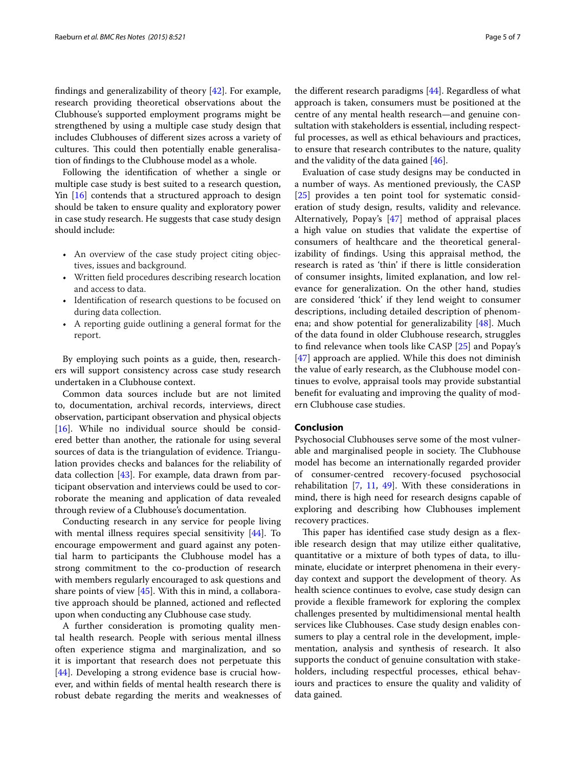findings and generalizability of theory [42]. For example, research providing theoretical observations about the Clubhouse's supported employment programs might be strengthened by using a multiple case study design that includes Clubhouses of different sizes across a variety of cultures. This could then potentially enable generalisation of findings to the Clubhouse model as a whole.

Following the identification of whether a single or multiple case study is best suited to a research question, Yin [16] contends that a structured approach to design should be taken to ensure quality and exploratory power in case study research. He suggests that case study design should include:

- An overview of the case study project citing objectives, issues and background.
- Written field procedures describing research location and access to data.
- Identification of research questions to be focused on during data collection.
- A reporting guide outlining a general format for the report.

By employing such points as a guide, then, researchers will support consistency across case study research undertaken in a Clubhouse context.

Common data sources include but are not limited to, documentation, archival records, interviews, direct observation, participant observation and physical objects [16]. While no individual source should be considered better than another, the rationale for using several sources of data is the triangulation of evidence. Triangulation provides checks and balances for the reliability of data collection [43]. For example, data drawn from participant observation and interviews could be used to corroborate the meaning and application of data revealed through review of a Clubhouse's documentation.

Conducting research in any service for people living with mental illness requires special sensitivity [44]. To encourage empowerment and guard against any potential harm to participants the Clubhouse model has a strong commitment to the co-production of research with members regularly encouraged to ask questions and share points of view [45]. With this in mind, a collaborative approach should be planned, actioned and reflected upon when conducting any Clubhouse case study.

A further consideration is promoting quality mental health research. People with serious mental illness often experience stigma and marginalization, and so it is important that research does not perpetuate this [44]. Developing a strong evidence base is crucial however, and within fields of mental health research there is robust debate regarding the merits and weaknesses of the different research paradigms [44]. Regardless of what approach is taken, consumers must be positioned at the centre of any mental health research—and genuine consultation with stakeholders is essential, including respectful processes, as well as ethical behaviours and practices, to ensure that research contributes to the nature, quality and the validity of the data gained [46].

Evaluation of case study designs may be conducted in a number of ways. As mentioned previously, the CASP [25] provides a ten point tool for systematic consideration of study design, results, validity and relevance. Alternatively, Popay's [47] method of appraisal places a high value on studies that validate the expertise of consumers of healthcare and the theoretical generalizability of findings. Using this appraisal method, the research is rated as 'thin' if there is little consideration of consumer insights, limited explanation, and low relevance for generalization. On the other hand, studies are considered 'thick' if they lend weight to consumer descriptions, including detailed description of phenomena; and show potential for generalizability [48]. Much of the data found in older Clubhouse research, struggles to find relevance when tools like CASP [25] and Popay's [47] approach are applied. While this does not diminish the value of early research, as the Clubhouse model continues to evolve, appraisal tools may provide substantial benefit for evaluating and improving the quality of modern Clubhouse case studies.

## Conclusion

Psychosocial Clubhouses serve some of the most vulnerable and marginalised people in society. The Clubhouse model has become an internationally regarded provider of consumer-centred recovery-focused psychosocial rehabilitation [7, 11, 49]. With these considerations in mind, there is high need for research designs capable of exploring and describing how Clubhouses implement recovery practices.

This paper has identified case study design as a flexible research design that may utilize either qualitative, quantitative or a mixture of both types of data, to illuminate, elucidate or interpret phenomena in their everyday context and support the development of theory. As health science continues to evolve, case study design can provide a flexible framework for exploring the complex challenges presented by multidimensional mental health services like Clubhouses. Case study design enables consumers to play a central role in the development, implementation, analysis and synthesis of research. It also supports the conduct of genuine consultation with stakeholders, including respectful processes, ethical behaviours and practices to ensure the quality and validity of data gained.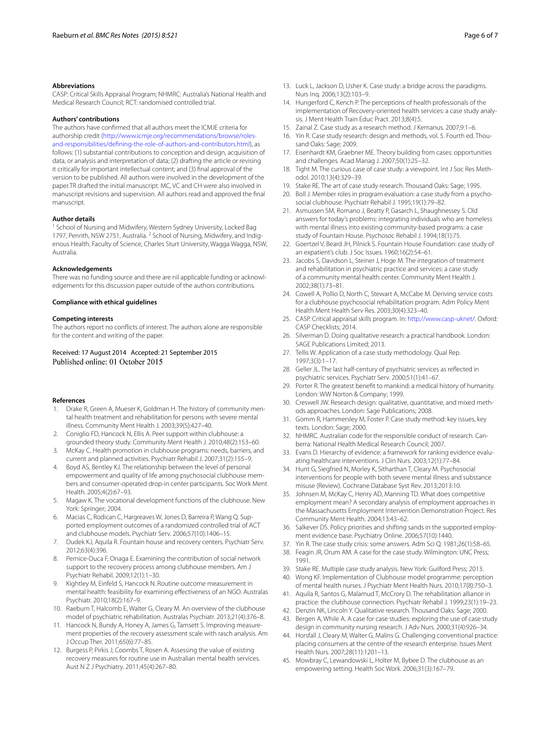### Abbreviations

CASP: Critical Skills Appraisal Program; NHMRC: Australia's National Health and Medical Research Council; RCT: randomised controlled trial.

### Authors' contributions

The authors have confirmed that all authors meet the ICMJE criteria for authorship credit (http://www.icmje.org/recommendations/browse/roles-and-responsibilities/defining-the-role-of-authors-and-contributors.html), as follows: (1) substantial contributions to conception and design, acquisition of data, or analysis and interpretation of data; (2) drafting the article or revising it critically for important intellectual content; and (3) final approval of the version to be published. All authors were involved in the development of the paper.TR drafted the initial manuscript. MC, VC and CH were also involved in manuscript revisions and supervision. All authors read and approved the final manuscript.

### Author details

[1] School of Nursing and Midwifery, Western Sydney University, Locked Bag 1797, Penrith, NSW 2751, Australia. [2] School of Nursing, Midwifery, and Indigenous Health, Faculty of Science, Charles Sturt University, Wagga Wagga, NSW, Australia.

### Acknowledgements

There was no funding source and there are nil applicable funding or acknowledgements for this discussion paper outside of the authors contributions.

### Compliance with ethical guidelines

### Competing interests

The authors report no conflicts of interest. The authors alone are responsible for the content and writing of the paper.

Received: 17 August 2014 Accepted: 21 September 2015
Published online: 01 October 2015

### References

1. Drake R, Green A, Mueser K, Goldman H. The history of community mental health treatment and rehabilitation for persons with severe mental illness. Community Ment Health J. 2003;39(5):427–40.
2. Coniglio FD, Hancock N, Ellis A. Peer support within clubhouse: a grounded theory study. Community Ment Health J. 2010;48(2):153–60.
3. McKay C. Health promotion in clubhouse programs: needs, barriers, and current and planned activities. Psychiatr Rehabil J. 2007;31(2):155–9.
4. Boyd AS, Bentley KJ. The relationship between the level of personal empowerment and quality of life among psychosocial clubhouse members and consumer-operated drop-in center participants. Soc Work Ment Health. 2005;4(2):67–93.
5. Magaw K. The vocational development functions of the clubhouse. New York: Springer; 2004.
6. Macias C, Rodican C, Hargreaves W, Jones D, Barreira P, Wang Q. Supported employment outcomes of a randomized controlled trial of ACT and clubhouse models. Psychiatr Serv. 2006;57(10):1406–15.
7. Dudek KJ, Aquila R. Fountain house and recovery centers. Psychiatr Serv. 2012;63(4):396.
8. Pernice-Duca F, Onaga E. Examining the contribution of social network support to the recovery process among clubhouse members. Am J Psychiatr Rehabil. 2009;12(1):1–30.
9. Kightley M, Einfeld S, Hancock N. Routine outcome measurement in mental health: feasibility for examining effectiveness of an NGO. Australas Psychiatr. 2010;18(2):167–9.
10. Raeburn T, Halcomb E, Walter G, Cleary M. An overview of the clubhouse model of psychiatric rehabilitation. Australas Psychiatr. 2013;21(4):376–8.
11. Hancock N, Bundy A, Honey A, James G, Tamsett S. Improving measurement properties of the recovery assessment scale with rasch analysis. Am J Occup Ther. 2011;65(6):77–85.
12. Burgess P, Pirkis J, Coombs T, Rosen A. Assessing the value of existing recovery measures for routine use in Australian mental health services. Aust N Z J Psychiatry. 2011;45(4):267–80.
13. Luck L, Jackson D, Usher K. Case study: a bridge across the paradigms. Nurs Inq. 2006;13(2):103–9.
14. Hungerford C, Kench P. The perceptions of health professionals of the implementation of Recovery-oriented health services: a case study analysis. J Ment Health Train Educ Pract. 2013;8(4):5.
15. Zainal Z. Case study as a research method. J Kemanus. 2007;9:1–6.
16. Yin R. Case study research: design and methods, vol. 5. Fourth ed. Thousand Oaks: Sage; 2009.
17. Eisenhardt KM, Graebner ME. Theory building from cases: opportunities and challenges. Acad Manag J. 2007;50(1):25–32.
18. Tight M. The curious case of case study: a viewpoint. Int J Soc Res Methodol. 2010;13(4):329–39.
19. Stake RE. The art of case study research. Thousand Oaks: Sage; 1995.
20. Boll J. Member roles in program evaluation: a case study from a psychosocial clubhouse. Psychiatr Rehabil J. 1995;19(1):79–82.
21. Asmussen SM, Romano J, Beatty P, Gasarch L, Shaughnessey S. Old answers for today's problems: integrating individuals who are homeless with mental illness into existing community-based programs: a case study of Fountain House. Psychosoc Rehabil J. 1994;18(1):75.
22. Goertzel V, Beard JH, Pilnick S. Fountain House Foundation: case study of an expatient's club. J Soc Issues. 1960;16(2):54–61.
23. Jacobs S, Davidson L, Steiner J, Hoge M. The integration of treatment and rehabilitation in psychiatric practice and services: a case study of a community mental health center. Community Ment Health J. 2002;38(1):73–81.
24. Cowell A, Pollio D, North C, Stewart A, McCabe M. Deriving service costs for a clubhouse psychosocial rehabilitation program. Adm Policy Ment Health Ment Health Serv Res. 2003;30(4):323–40.
25. CASP. Critical appraisal skills program. In: http://www.casp-uknet/. Oxford: CASP Checklists; 2014.
26. Silverman D. Doing qualitative research: a practical handbook. London: SAGE Publications Limited; 2013.
27. Tellis W. Application of a case study methodology. Qual Rep. 1997;3(3):1–17.
28. Geller JL. The last half-century of psychiatric services as reflected in psychiatric services. Psychiatr Serv. 2000;51(1):41–67.
29. Porter R. The greatest benefit to mankind: a medical history of humanity. London: WW Norton & Company; 1999.
30. Creswell JW. Research design: qualitative, quantitative, and mixed methods approaches. London: Sage Publications; 2008.
31. Gomm R, Hammersley M, Foster P. Case study method: key issues, key texts. London: Sage; 2000.
32. NHMRC. Australian code for the responsible conduct of research. Canberra: National Health Medical Research Council; 2007.
33. Evans D. Hierarchy of evidence: a framework for ranking evidence evaluating healthcare interventions. J Clin Nurs. 2003;12(1):77–84.
34. Hunt G, Siegfried N, Morley K, Sitharthan T, Cleary M. Psychosocial interventions for people with both severe mental illness and substance misuse (Review). Cochrane Database Syst Rev. 2013;2013:10.
35. Johnsen M, McKay C, Henry AD, Manning TD. What does competitive employment mean? A secondary analysis of employment approaches in the Massachusetts Employment Intervention Demonstration Project. Res Community Ment Health. 2004;13:43–62.
36. Salkever DS. Policy priorities and shifting sands in the supported employment evidence base. Psychiatry Online. 2006;57(10):1440.
37. Yin R. The case study crisis: some answers. Adm Sci Q. 1981;26(1):58–65.
38. Feagin JR, Orum AM. A case for the case study. Wilmington: UNC Press; 1991.
39. Stake RE. Multiple case study analysis. New York: Guilford Press; 2013.
40. Wong KF. Implementation of Clubhouse model programme: perception of mental health nurses. J Psychiatr Ment Health Nurs. 2010;17(8):750–3.
41. Aquila R, Santos G, Malamud T, McCrory D. The rehabilitation alliance in practice: the clubhouse connection. Psychiatr Rehabil J. 1999;23(1):19–23.
42. Denzin NK, Lincoln Y. Qualitative research. Thousand Oaks: Sage; 2000.
43. Bergen A, While A. A case for case studies: exploring the use of case study design in community nursing research. J Adv Nurs. 2000;31(4):926–34.
44. Horsfall J, Cleary M, Walter G, Malins G. Challenging conventional practice: placing consumers at the centre of the research enterprise. Issues Ment Health Nurs. 2007;28(11):1201–13.
45. Mowbray C, Lewandowski L, Holter M, Bybee D. The clubhouse as an empowering setting. Health Soc Work. 2006;31(3):167–79.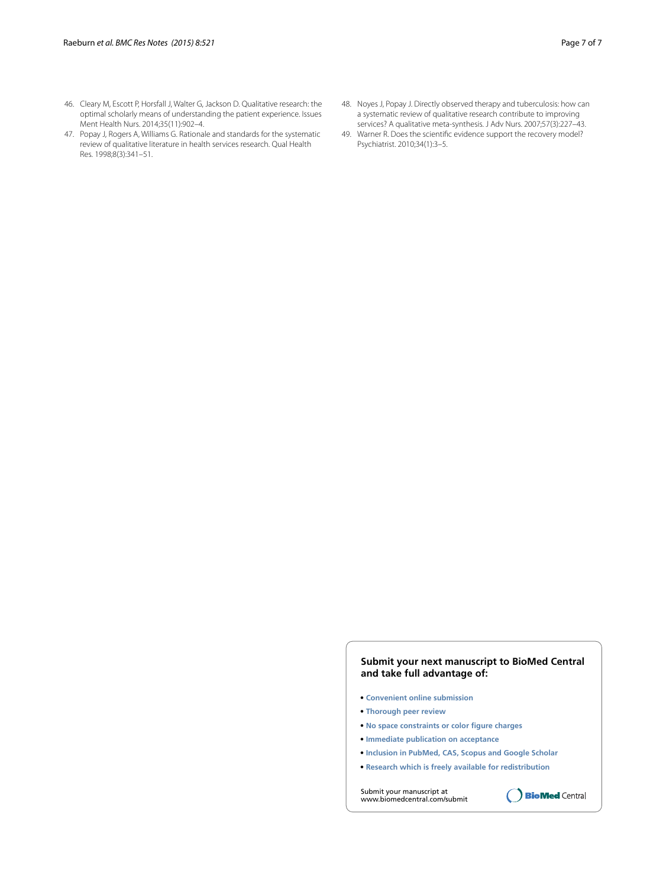46. Cleary M, Escott P, Horsfall J, Walter G, Jackson D. Qualitative research: the optimal scholarly means of understanding the patient experience. Issues Ment Health Nurs. 2014;35(11):902–4.
47. Popay J, Rogers A, Williams G. Rationale and standards for the systematic review of qualitative literature in health services research. Qual Health Res. 1998;8(3):341–51.
48. Noyes J, Popay J. Directly observed therapy and tuberculosis: how can a systematic review of qualitative research contribute to improving services? A qualitative meta-synthesis. J Adv Nurs. 2007;57(3):227–43.
49. Warner R. Does the scientific evidence support the recovery model? Psychiatrist. 2010;34(1):3–5.

**Submit your next manuscript to BioMed Central and take full advantage of:**

- **Convenient online submission**
- **Thorough peer review**
- **No space constraints or color figure charges**
- **Immediate publication on acceptance**
- **Inclusion in PubMed, CAS, Scopus and Google Scholar**
- **Research which is freely available for redistribution**

Submit your manuscript at
www.biomedcentral.com/submit

BioMed Central